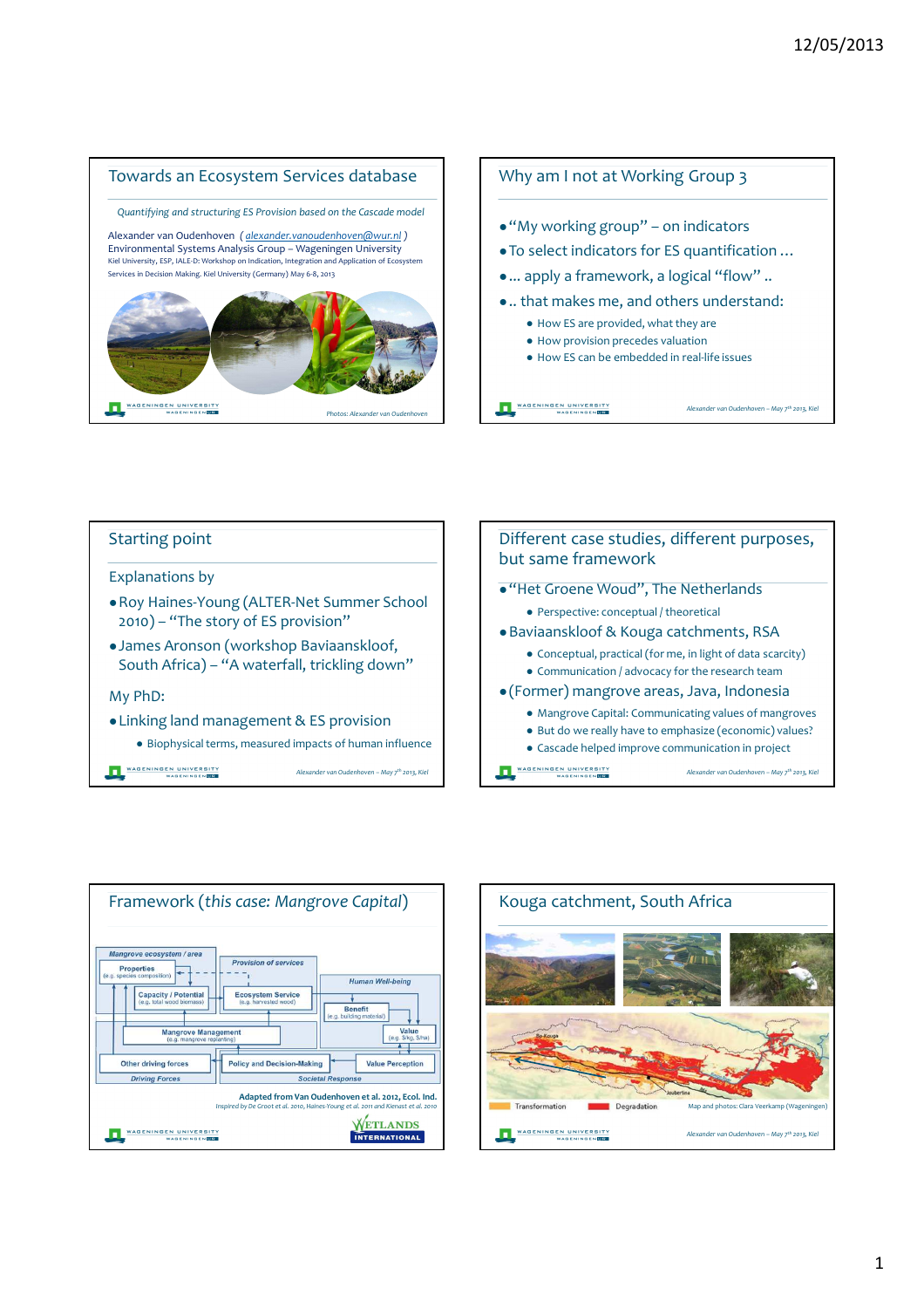## Towards an Ecosystem Services database

*Quantifying and structuring ES Provision based on the Cascade model*

Alexander van Oudenhoven (alexander.vanoudenhoven@wur.nl)
Environmental Systems Analysis Group – Wageningen University
Kiel University, ESP, IALE-D: Workshop on Indication, Integration and Application of Ecosystem Services in Decision Making. Kiel University (Germany) May 6-8, 2013

*Photos: Alexander van Oudenhoven*

## Why am I not at Working Group 3

- "My working group" – on indicators
- To select indicators for ES quantification …
- … apply a framework, a logical "flow" ..
- .. that makes me, and others understand:
  - How ES are provided, what they are
  - How provision precedes valuation
  - How ES can be embedded in real-life issues

*Alexander van Oudenhoven – May 7th 2013, Kiel*

## Starting point

Explanations by

- Roy Haines-Young (ALTER-Net Summer School 2010) – "The story of ES provision"
- James Aronson (workshop Baviaanskloof, South Africa) – "A waterfall, trickling down"

My PhD:

- Linking land management & ES provision
  - Biophysical terms, measured impacts of human influence

*Alexander van Oudenhoven – May 7th 2013, Kiel*

## Different case studies, different purposes, but same framework

- "Het Groene Woud", The Netherlands
  - Perspective: conceptual / theoretical
- Baviaanskloof & Kouga catchments, RSA
  - Conceptual, practical (for me, in light of data scarcity)
  - Communication / advocacy for the research team
- (Former) mangrove areas, Java, Indonesia
  - Mangrove Capital: Communicating values of mangroves
  - But do we really have to emphasize (economic) values?
  - Cascade helped improve communication in project

*Alexander van Oudenhoven – May 7th 2013, Kiel*

## Framework (*this case: Mangrove Capital*)

Mangrove ecosystem / area: Properties (e.g. species composition); Capacity / Potential (e.g. total wood biomass)
Provision of services: Ecosystem Service (e.g. harvested wood)
Human Well-being: Benefit (e.g. building material); Value (e.g. $/kg, $/ha)
Mangrove Management (e.g. mangrove replanting)
Driving Forces: Other driving forces
Societal Response: Policy and Decision-Making; Value Perception

Adapted from Van Oudenhoven et al. 2012, Ecol. Ind.
*Inspired by De Groot et al. 2010, Haines-Young et al. 2011 and Kienast et al. 2010*

WETLANDS INTERNATIONAL

## Kouga catchment, South Africa

Transformation — Degradation

Map and photos: Clara Veerkamp (Wageningen)

*Alexander van Oudenhoven – May 7th 2013, Kiel*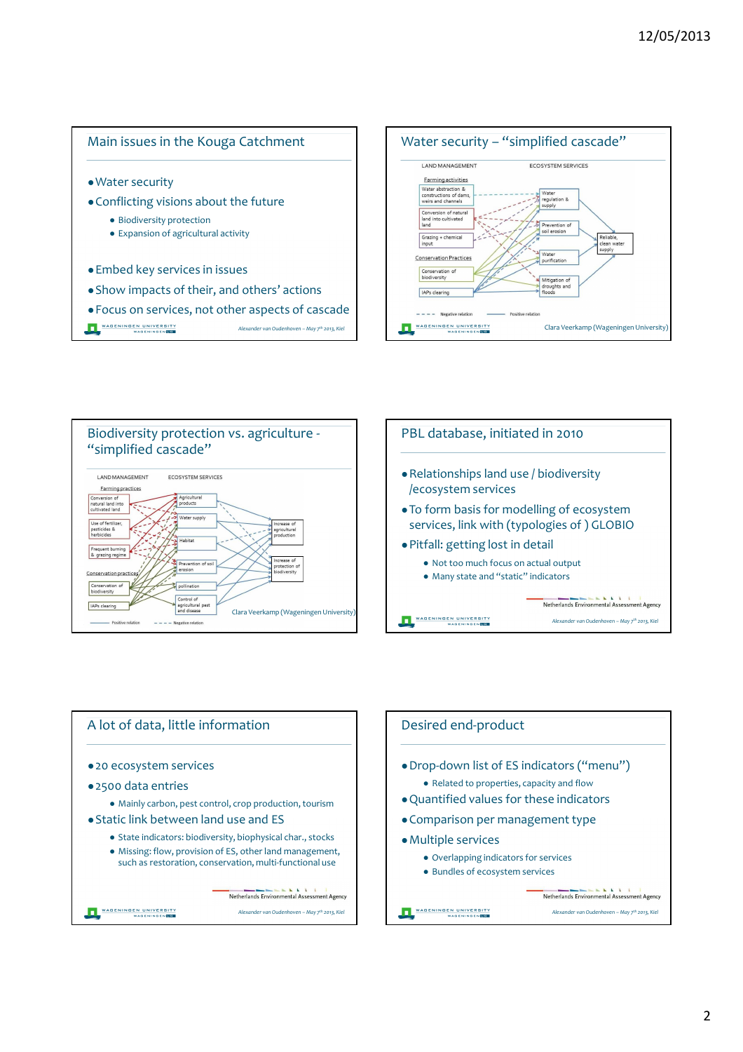## Main issues in the Kouga Catchment

- Water security
- Conflicting visions about the future
  - Biodiversity protection
  - Expansion of agricultural activity
- Embed key services in issues
- Show impacts of their, and others' actions
- Focus on services, not other aspects of cascade

*Alexander van Oudenhoven – May 7th 2013, Kiel*

## Water security – "simplified cascade"

LAND MANAGEMENT | ECOSYSTEM SERVICES

Farming activities
- Water abstraction & constructions of dams, weirs and channels
- Conversion of natural land into cultivated land
- Grazing + chemical input

Conservation Practices
- Conservation of biodiversity
- IAPs clearing

Ecosystem services:
- Water regulation & supply
- Prevention of soil erosion
- Water purification
- Mitigation of droughts and floods

Reliable, clean water supply

Negative relation — Positive relation

Clara Veerkamp (Wageningen University)

## Biodiversity protection vs. agriculture - "simplified cascade"

LAND MANAGEMENT | ECOSYSTEM SERVICES

Farming practices
- Conversion of natural land into cultivated land
- Use of fertilizer, pesticides & herbicides
- Frequent burning & grazing regime

Conservation practices
- Conservation of biodiversity
- IAPs clearing

Ecosystem services:
- Agricultural products
- Water supply
- Habitat
- Prevention of soil erosion
- pollination
- Control of agricultural pest and disease

- Increase of agricultural production
- Increase of protection of biodiversity

Positive relation — Negative relation

Clara Veerkamp (Wageningen University)

## PBL database, initiated in 2010

- Relationships land use / biodiversity /ecosystem services
- To form basis for modelling of ecosystem services, link with (typologies of ) GLOBIO
- Pitfall: getting lost in detail
  - Not too much focus on actual output
  - Many state and "static" indicators

Netherlands Environmental Assessment Agency

*Alexander van Oudenhoven – May 7th 2013, Kiel*

## A lot of data, little information

- 20 ecosystem services
- 2500 data entries
  - Mainly carbon, pest control, crop production, tourism
- Static link between land use and ES
  - State indicators: biodiversity, biophysical char., stocks
  - Missing: flow, provision of ES, other land management, such as restoration, conservation, multi-functional use

Netherlands Environmental Assessment Agency

*Alexander van Oudenhoven – May 7th 2013, Kiel*

## Desired end-product

- Drop-down list of ES indicators ("menu")
  - Related to properties, capacity and flow
- Quantified values for these indicators
- Comparison per management type
- Multiple services
  - Overlapping indicators for services
  - Bundles of ecosystem services

Netherlands Environmental Assessment Agency

*Alexander van Oudenhoven – May 7th 2013, Kiel*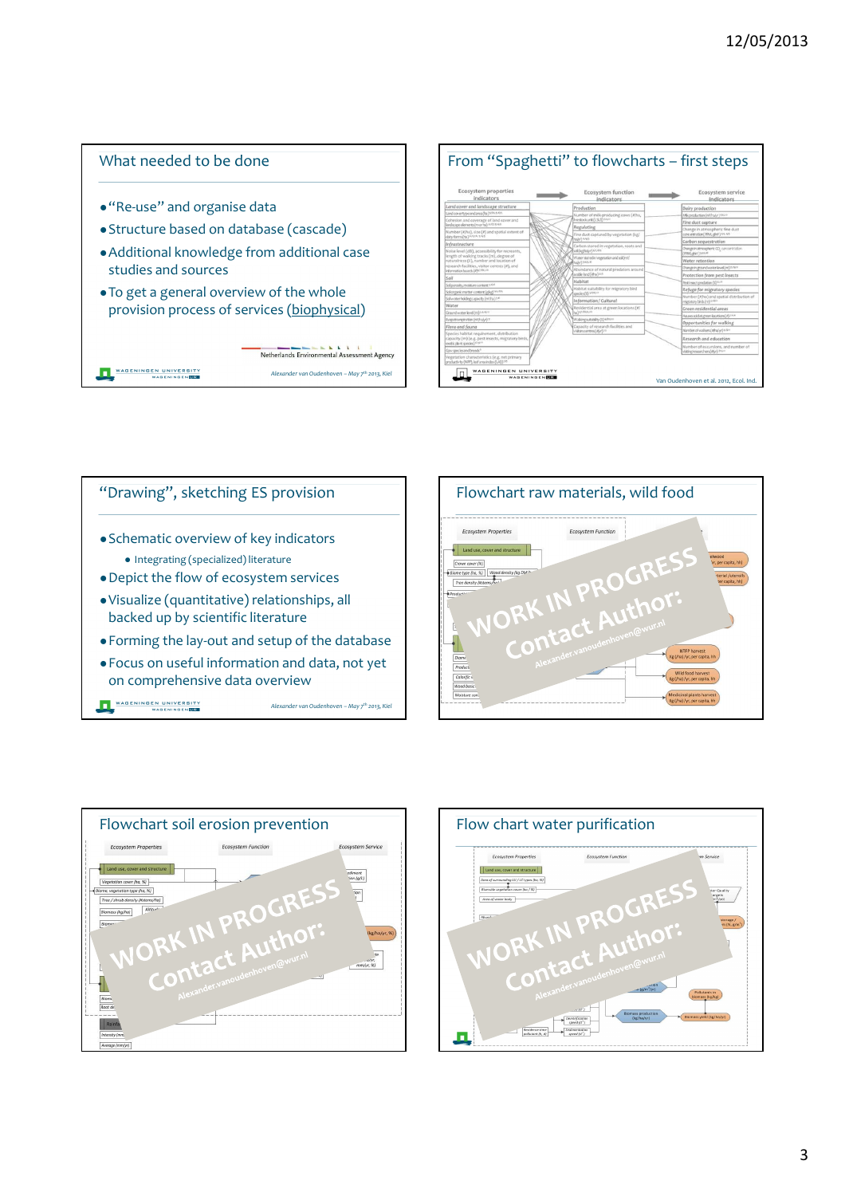## What needed to be done

- "Re-use" and organise data
- Structure based on database (cascade)
- Additional knowledge from additional case studies and sources
- To get a general overview of the whole provision process of services (biophysical)

Netherlands Environmental Assessment Agency

WAGENINGEN UNIVERSITY

*Alexander van Oudenhoven – May 7th 2013, Kiel*

## From "Spaghetti" to flowcharts – first steps

Ecosystem properties indicators → Ecosystem function indicators → Ecosystem service indicators

WAGENINGEN UNIVERSITY

Van Oudenhoven et al. 2012, Ecol. Ind.

## "Drawing", sketching ES provision

- Schematic overview of key indicators
  - Integrating (specialized) literature
- Depict the flow of ecosystem services
- Visualize (quantitative) relationships, all backed up by scientific literature
- Forming the lay-out and setup of the database
- Focus on useful information and data, not yet on comprehensive data overview

WAGENINGEN UNIVERSITY

*Alexander van Oudenhoven – May 7th 2013, Kiel*

## Flowchart raw materials, wild food

WORK IN PROGRESS
Contact Author:
Alexander.vanoudenhoven@wur.nl

## Flowchart soil erosion prevention

WORK IN PROGRESS
Contact Author:
Alexander.vanoudenhoven@wur.nl

## Flow chart water purification

WORK IN PROGRESS
Contact Author:
Alexander.vanoudenhoven@wur.nl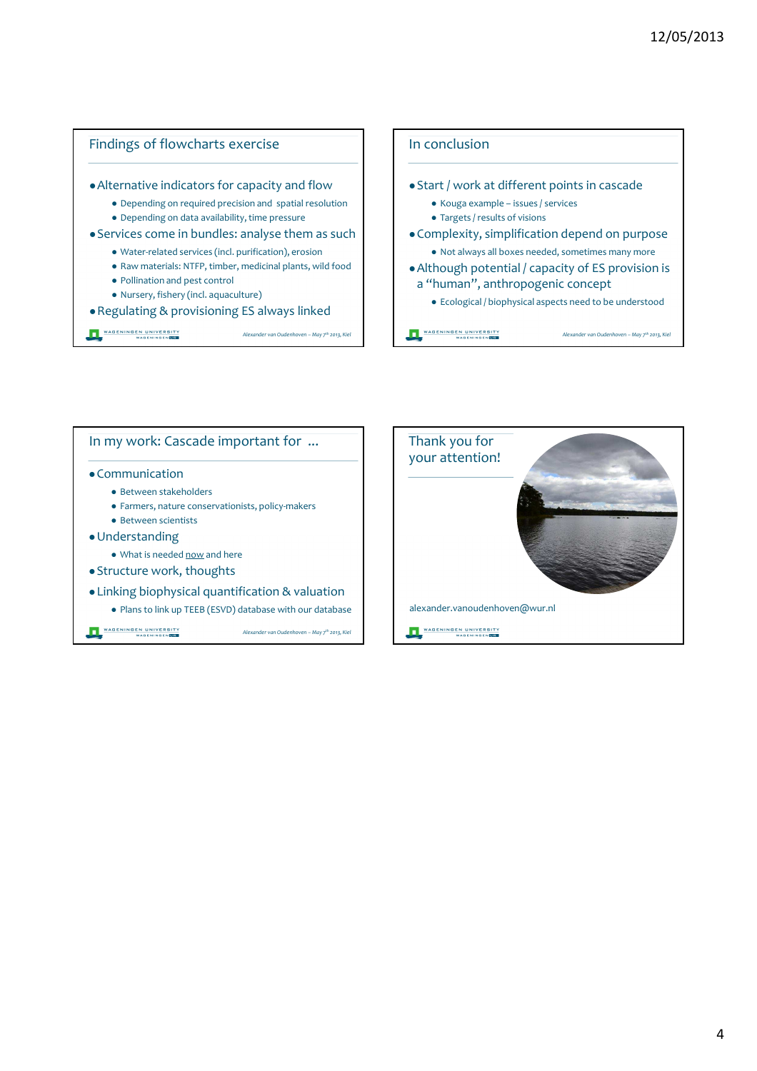## Findings of flowcharts exercise

- Alternative indicators for capacity and flow
  - Depending on required precision and spatial resolution
  - Depending on data availability, time pressure
- Services come in bundles: analyse them as such
  - Water-related services (incl. purification), erosion
  - Raw materials: NTFP, timber, medicinal plants, wild food
  - Pollination and pest control
  - Nursery, fishery (incl. aquaculture)
- Regulating & provisioning ES always linked

## In conclusion

- Start / work at different points in cascade
  - Kouga example – issues / services
  - Targets / results of visions
- Complexity, simplification depend on purpose
  - Not always all boxes needed, sometimes many more
- Although potential / capacity of ES provision is a "human", anthropogenic concept
  - Ecological / biophysical aspects need to be understood

## In my work: Cascade important for ...

- Communication
  - Between stakeholders
  - Farmers, nature conservationists, policy-makers
  - Between scientists
- Understanding
  - What is needed now and here
- Structure work, thoughts
- Linking biophysical quantification & valuation
  - Plans to link up TEEB (ESVD) database with our database

## Thank you for your attention!

alexander.vanoudenhoven@wur.nl